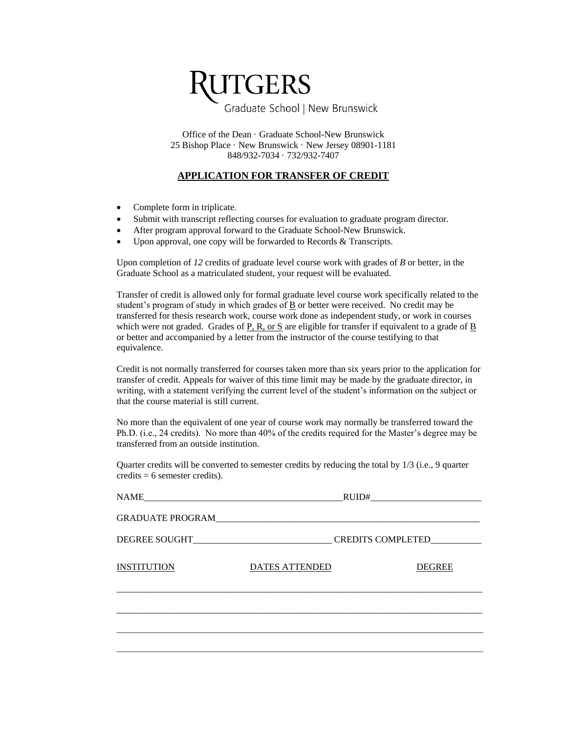# RUTGERS

Graduate School | New Brunswick

Office of the Dean · Graduate School-New Brunswick
25 Bishop Place · New Brunswick · New Jersey 08901-1181
848/932-7034 · 732/932-7407

## APPLICATION FOR TRANSFER OF CREDIT

- Complete form in triplicate.
- Submit with transcript reflecting courses for evaluation to graduate program director.
- After program approval forward to the Graduate School-New Brunswick.
- Upon approval, one copy will be forwarded to Records & Transcripts.

Upon completion of *12* credits of graduate level course work with grades of *B* or better, in the Graduate School as a matriculated student, your request will be evaluated.

Transfer of credit is allowed only for formal graduate level course work specifically related to the student's program of study in which grades of B or better were received. No credit may be transferred for thesis research work, course work done as independent study, or work in courses which were not graded. Grades of P, R, or S are eligible for transfer if equivalent to a grade of B or better and accompanied by a letter from the instructor of the course testifying to that equivalence.

Credit is not normally transferred for courses taken more than six years prior to the application for transfer of credit. Appeals for waiver of this time limit may be made by the graduate director, in writing, with a statement verifying the current level of the student's information on the subject or that the course material is still current.

No more than the equivalent of one year of course work may normally be transferred toward the Ph.D. (i.e., 24 credits). No more than 40% of the credits required for the Master's degree may be transferred from an outside institution.

Quarter credits will be converted to semester credits by reducing the total by 1/3 (i.e., 9 quarter credits = 6 semester credits).

NAME___________________________________________RUID#________________________

GRADUATE PROGRAM_____________________________________________________________

DEGREE SOUGHT______________________________ CREDITS COMPLETED___________

| INSTITUTION | DATES ATTENDED | DEGREE |
|---|---|---|
| | | |
| | | |
| | | |
| | | |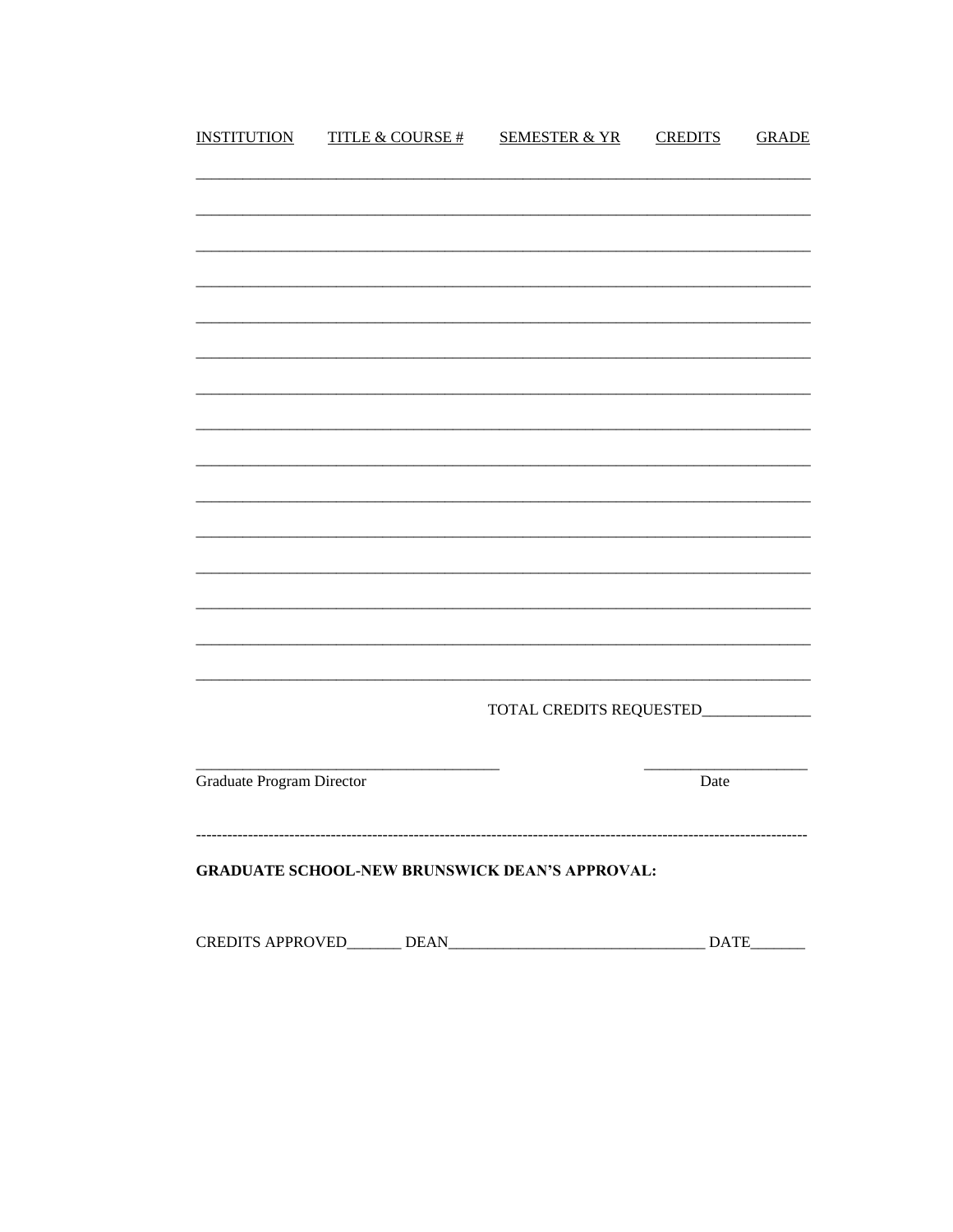| INSTITUTION | TITLE & COURSE # | SEMESTER & YR | CREDITS | GRADE |
|---|---|---|---|---|
| | | | | |
| | | | | |
| | | | | |
| | | | | |
| | | | | |
| | | | | |
| | | | | |
| | | | | |
| | | | | |
| | | | | |
| | | | | |
| | | | | |
| | | | | |
| | | | | |
| | | | | |

TOTAL CREDITS REQUESTED______________

_______________________________________ ______________________

Graduate Program Director Date

---

**GRADUATE SCHOOL-NEW BRUNSWICK DEAN'S APPROVAL:**

CREDITS APPROVED_______ DEAN________________________________ DATE_______